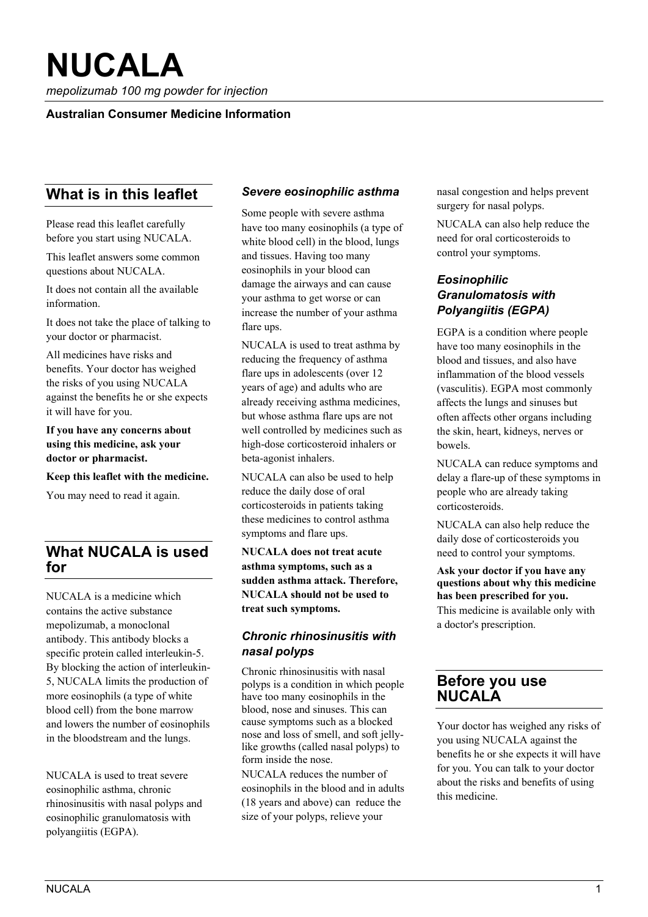# NUCALA

*mepolizumab 100 mg powder for injection*

**Australian Consumer Medicine Information**

## What is in this leaflet

Please read this leaflet carefully before you start using NUCALA.

This leaflet answers some common questions about NUCALA.

It does not contain all the available information.

It does not take the place of talking to your doctor or pharmacist.

All medicines have risks and benefits. Your doctor has weighed the risks of you using NUCALA against the benefits he or she expects it will have for you.

**If you have any concerns about using this medicine, ask your doctor or pharmacist.**

**Keep this leaflet with the medicine.**

You may need to read it again.

## What NUCALA is used for

NUCALA is a medicine which contains the active substance mepolizumab, a monoclonal antibody. This antibody blocks a specific protein called interleukin-5. By blocking the action of interleukin-5, NUCALA limits the production of more eosinophils (a type of white blood cell) from the bone marrow and lowers the number of eosinophils in the bloodstream and the lungs.

NUCALA is used to treat severe eosinophilic asthma, chronic rhinosinusitis with nasal polyps and eosinophilic granulomatosis with polyangiitis (EGPA).

### *Severe eosinophilic asthma*

Some people with severe asthma have too many eosinophils (a type of white blood cell) in the blood, lungs and tissues. Having too many eosinophils in your blood can damage the airways and can cause your asthma to get worse or can increase the number of your asthma flare ups.

NUCALA is used to treat asthma by reducing the frequency of asthma flare ups in adolescents (over 12 years of age) and adults who are already receiving asthma medicines, but whose asthma flare ups are not well controlled by medicines such as high-dose corticosteroid inhalers or beta-agonist inhalers.

NUCALA can also be used to help reduce the daily dose of oral corticosteroids in patients taking these medicines to control asthma symptoms and flare ups.

**NUCALA does not treat acute asthma symptoms, such as a sudden asthma attack. Therefore, NUCALA should not be used to treat such symptoms.**

### *Chronic rhinosinusitis with nasal polyps*

Chronic rhinosinusitis with nasal polyps is a condition in which people have too many eosinophils in the blood, nose and sinuses. This can cause symptoms such as a blocked nose and loss of smell, and soft jelly-like growths (called nasal polyps) to form inside the nose.

NUCALA reduces the number of eosinophils in the blood and in adults (18 years and above) can reduce the size of your polyps, relieve your nasal congestion and helps prevent surgery for nasal polyps.

NUCALA can also help reduce the need for oral corticosteroids to control your symptoms.

### *Eosinophilic Granulomatosis with Polyangiitis (EGPA)*

EGPA is a condition where people have too many eosinophils in the blood and tissues, and also have inflammation of the blood vessels (vasculitis). EGPA most commonly affects the lungs and sinuses but often affects other organs including the skin, heart, kidneys, nerves or bowels.

NUCALA can reduce symptoms and delay a flare-up of these symptoms in people who are already taking corticosteroids.

NUCALA can also help reduce the daily dose of corticosteroids you need to control your symptoms.

**Ask your doctor if you have any questions about why this medicine has been prescribed for you.**

This medicine is available only with a doctor's prescription.

## Before you use NUCALA

Your doctor has weighed any risks of you using NUCALA against the benefits he or she expects it will have for you. You can talk to your doctor about the risks and benefits of using this medicine.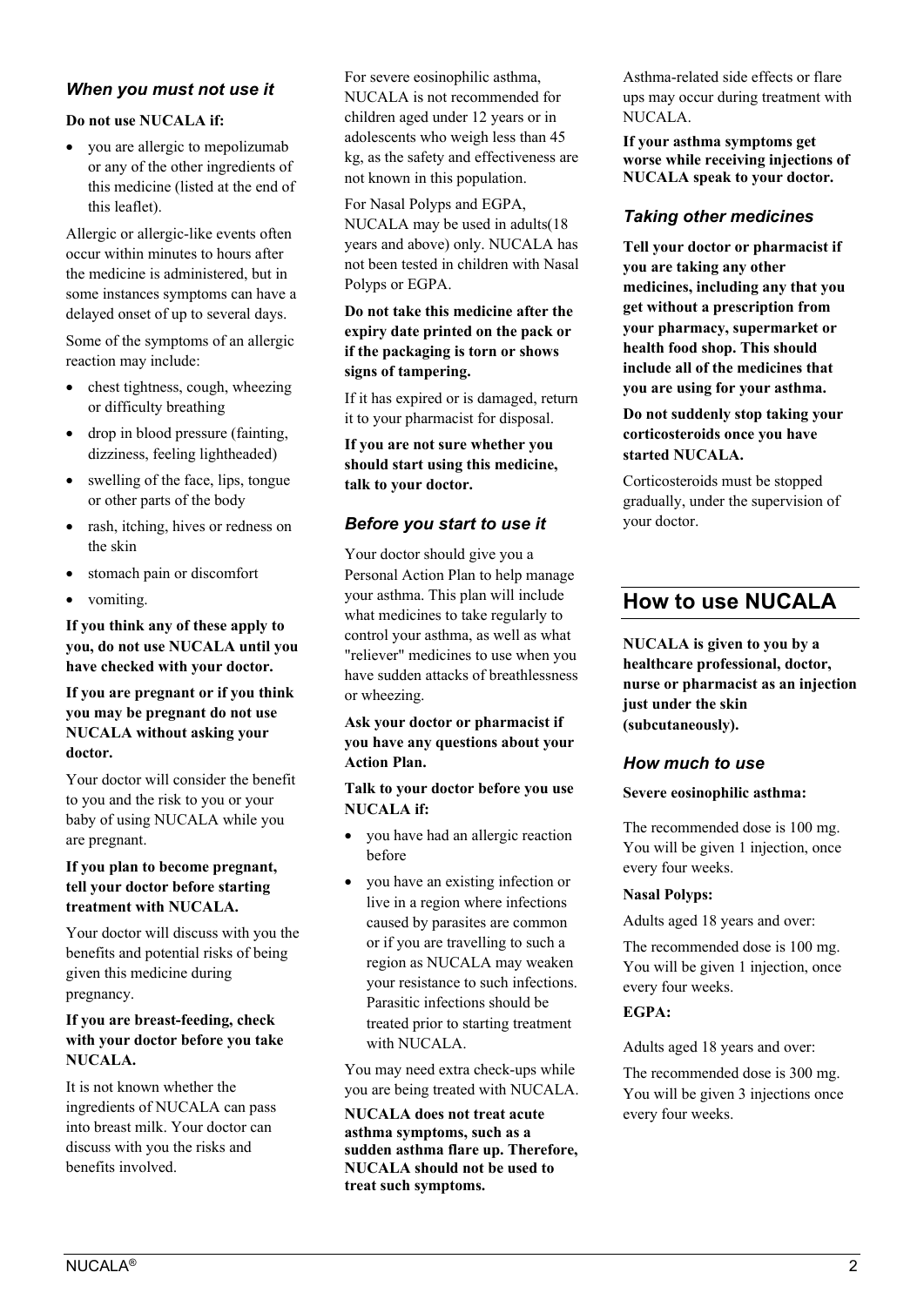### *When you must not use it*

**Do not use NUCALA if:**

- you are allergic to mepolizumab or any of the other ingredients of this medicine (listed at the end of this leaflet).

Allergic or allergic-like events often occur within minutes to hours after the medicine is administered, but in some instances symptoms can have a delayed onset of up to several days.

Some of the symptoms of an allergic reaction may include:

- chest tightness, cough, wheezing or difficulty breathing
- drop in blood pressure (fainting, dizziness, feeling lightheaded)
- swelling of the face, lips, tongue or other parts of the body
- rash, itching, hives or redness on the skin
- stomach pain or discomfort
- vomiting.

**If you think any of these apply to you, do not use NUCALA until you have checked with your doctor.**

**If you are pregnant or if you think you may be pregnant do not use NUCALA without asking your doctor.**

Your doctor will consider the benefit to you and the risk to you or your baby of using NUCALA while you are pregnant.

**If you plan to become pregnant, tell your doctor before starting treatment with NUCALA.**

Your doctor will discuss with you the benefits and potential risks of being given this medicine during pregnancy.

**If you are breast-feeding, check with your doctor before you take NUCALA.**

It is not known whether the ingredients of NUCALA can pass into breast milk. Your doctor can discuss with you the risks and benefits involved.

For severe eosinophilic asthma, NUCALA is not recommended for children aged under 12 years or in adolescents who weigh less than 45 kg, as the safety and effectiveness are not known in this population.

For Nasal Polyps and EGPA, NUCALA may be used in adults(18 years and above) only. NUCALA has not been tested in children with Nasal Polyps or EGPA.

**Do not take this medicine after the expiry date printed on the pack or if the packaging is torn or shows signs of tampering.**

If it has expired or is damaged, return it to your pharmacist for disposal.

**If you are not sure whether you should start using this medicine, talk to your doctor.**

### *Before you start to use it*

Your doctor should give you a Personal Action Plan to help manage your asthma. This plan will include what medicines to take regularly to control your asthma, as well as what "reliever" medicines to use when you have sudden attacks of breathlessness or wheezing.

**Ask your doctor or pharmacist if you have any questions about your Action Plan.**

**Talk to your doctor before you use NUCALA if:**

- you have had an allergic reaction before
- you have an existing infection or live in a region where infections caused by parasites are common or if you are travelling to such a region as NUCALA may weaken your resistance to such infections. Parasitic infections should be treated prior to starting treatment with NUCALA.

You may need extra check-ups while you are being treated with NUCALA.

**NUCALA does not treat acute asthma symptoms, such as a sudden asthma flare up. Therefore, NUCALA should not be used to treat such symptoms.**

Asthma-related side effects or flare ups may occur during treatment with NUCALA.

**If your asthma symptoms get worse while receiving injections of NUCALA speak to your doctor.**

### *Taking other medicines*

**Tell your doctor or pharmacist if you are taking any other medicines, including any that you get without a prescription from your pharmacy, supermarket or health food shop. This should include all of the medicines that you are using for your asthma.**

**Do not suddenly stop taking your corticosteroids once you have started NUCALA.**

Corticosteroids must be stopped gradually, under the supervision of your doctor.

## How to use NUCALA

**NUCALA is given to you by a healthcare professional, doctor, nurse or pharmacist as an injection just under the skin (subcutaneously).**

### *How much to use*

**Severe eosinophilic asthma:**

The recommended dose is 100 mg. You will be given 1 injection, once every four weeks.

**Nasal Polyps:**

Adults aged 18 years and over:

The recommended dose is 100 mg. You will be given 1 injection, once every four weeks.

**EGPA:**

Adults aged 18 years and over:

The recommended dose is 300 mg. You will be given 3 injections once every four weeks.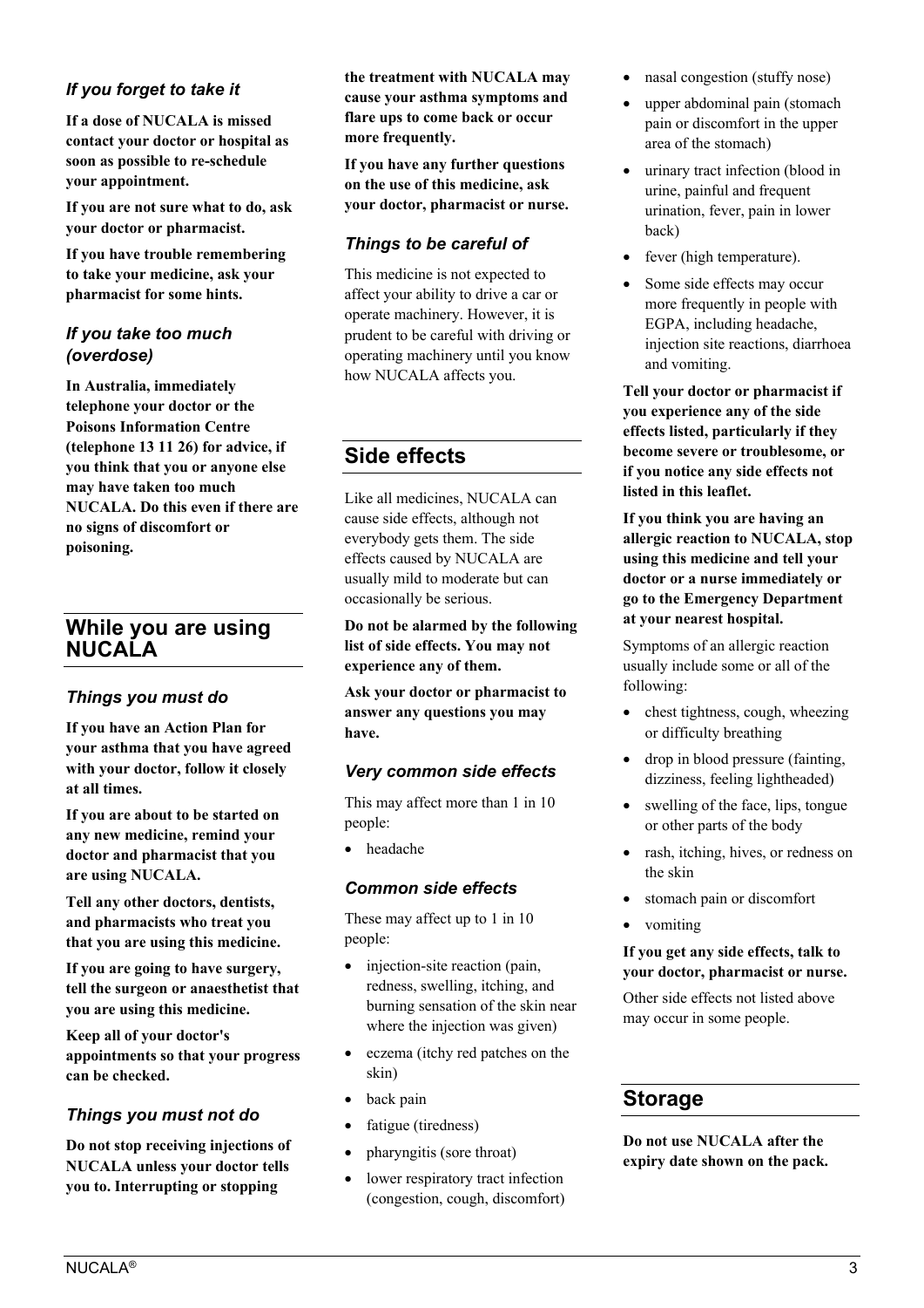### If you forget to take it

**If a dose of NUCALA is missed contact your doctor or hospital as soon as possible to re-schedule your appointment.**

**If you are not sure what to do, ask your doctor or pharmacist.**

**If you have trouble remembering to take your medicine, ask your pharmacist for some hints.**

### If you take too much (overdose)

**In Australia, immediately telephone your doctor or the Poisons Information Centre (telephone 13 11 26) for advice, if you think that you or anyone else may have taken too much NUCALA. Do this even if there are no signs of discomfort or poisoning.**

## While you are using NUCALA

### Things you must do

**If you have an Action Plan for your asthma that you have agreed with your doctor, follow it closely at all times.**

**If you are about to be started on any new medicine, remind your doctor and pharmacist that you are using NUCALA.**

**Tell any other doctors, dentists, and pharmacists who treat you that you are using this medicine.**

**If you are going to have surgery, tell the surgeon or anaesthetist that you are using this medicine.**

**Keep all of your doctor's appointments so that your progress can be checked.**

### Things you must not do

**Do not stop receiving injections of NUCALA unless your doctor tells you to. Interrupting or stopping the treatment with NUCALA may cause your asthma symptoms and flare ups to come back or occur more frequently.**

**If you have any further questions on the use of this medicine, ask your doctor, pharmacist or nurse.**

### Things to be careful of

This medicine is not expected to affect your ability to drive a car or operate machinery. However, it is prudent to be careful with driving or operating machinery until you know how NUCALA affects you.

## Side effects

Like all medicines, NUCALA can cause side effects, although not everybody gets them. The side effects caused by NUCALA are usually mild to moderate but can occasionally be serious.

**Do not be alarmed by the following list of side effects. You may not experience any of them.**

**Ask your doctor or pharmacist to answer any questions you may have.**

### Very common side effects

This may affect more than 1 in 10 people:

- headache

### Common side effects

These may affect up to 1 in 10 people:

- injection-site reaction (pain, redness, swelling, itching, and burning sensation of the skin near where the injection was given)
- eczema (itchy red patches on the skin)
- back pain
- fatigue (tiredness)
- pharyngitis (sore throat)
- lower respiratory tract infection (congestion, cough, discomfort)
- nasal congestion (stuffy nose)
- upper abdominal pain (stomach pain or discomfort in the upper area of the stomach)
- urinary tract infection (blood in urine, painful and frequent urination, fever, pain in lower back)
- fever (high temperature).
- Some side effects may occur more frequently in people with EGPA, including headache, injection site reactions, diarrhoea and vomiting.

**Tell your doctor or pharmacist if you experience any of the side effects listed, particularly if they become severe or troublesome, or if you notice any side effects not listed in this leaflet.**

**If you think you are having an allergic reaction to NUCALA, stop using this medicine and tell your doctor or a nurse immediately or go to the Emergency Department at your nearest hospital.**

Symptoms of an allergic reaction usually include some or all of the following:

- chest tightness, cough, wheezing or difficulty breathing
- drop in blood pressure (fainting, dizziness, feeling lightheaded)
- swelling of the face, lips, tongue or other parts of the body
- rash, itching, hives, or redness on the skin
- stomach pain or discomfort
- vomiting

**If you get any side effects, talk to your doctor, pharmacist or nurse.**

Other side effects not listed above may occur in some people.

## Storage

**Do not use NUCALA after the expiry date shown on the pack.**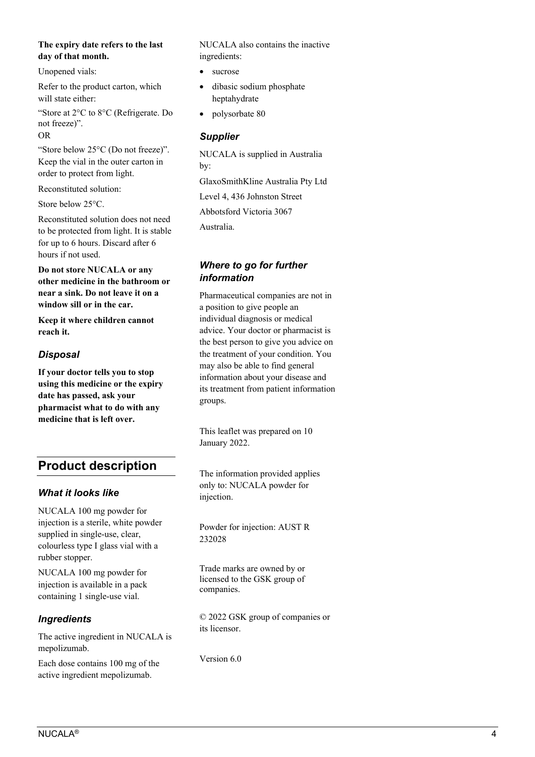**The expiry date refers to the last day of that month.**

Unopened vials:

Refer to the product carton, which will state either:

"Store at 2°C to 8°C (Refrigerate. Do not freeze)".

OR

"Store below 25°C (Do not freeze)". Keep the vial in the outer carton in order to protect from light.

Reconstituted solution:

Store below 25°C.

Reconstituted solution does not need to be protected from light. It is stable for up to 6 hours. Discard after 6 hours if not used.

**Do not store NUCALA or any other medicine in the bathroom or near a sink. Do not leave it on a window sill or in the car.**

**Keep it where children cannot reach it.**

### *Disposal*

**If your doctor tells you to stop using this medicine or the expiry date has passed, ask your pharmacist what to do with any medicine that is left over.**

## Product description

### *What it looks like*

NUCALA 100 mg powder for injection is a sterile, white powder supplied in single-use, clear, colourless type I glass vial with a rubber stopper.

NUCALA 100 mg powder for injection is available in a pack containing 1 single-use vial.

### *Ingredients*

The active ingredient in NUCALA is mepolizumab.

Each dose contains 100 mg of the active ingredient mepolizumab.

NUCALA also contains the inactive ingredients:

- sucrose
- dibasic sodium phosphate heptahydrate
- polysorbate 80

### *Supplier*

NUCALA is supplied in Australia by:

GlaxoSmithKline Australia Pty Ltd

Level 4, 436 Johnston Street

Abbotsford Victoria 3067

Australia.

### *Where to go for further information*

Pharmaceutical companies are not in a position to give people an individual diagnosis or medical advice. Your doctor or pharmacist is the best person to give you advice on the treatment of your condition. You may also be able to find general information about your disease and its treatment from patient information groups.

This leaflet was prepared on 10 January 2022.

The information provided applies only to: NUCALA powder for injection.

Powder for injection: AUST R 232028

Trade marks are owned by or licensed to the GSK group of companies.

© 2022 GSK group of companies or its licensor.

Version 6.0